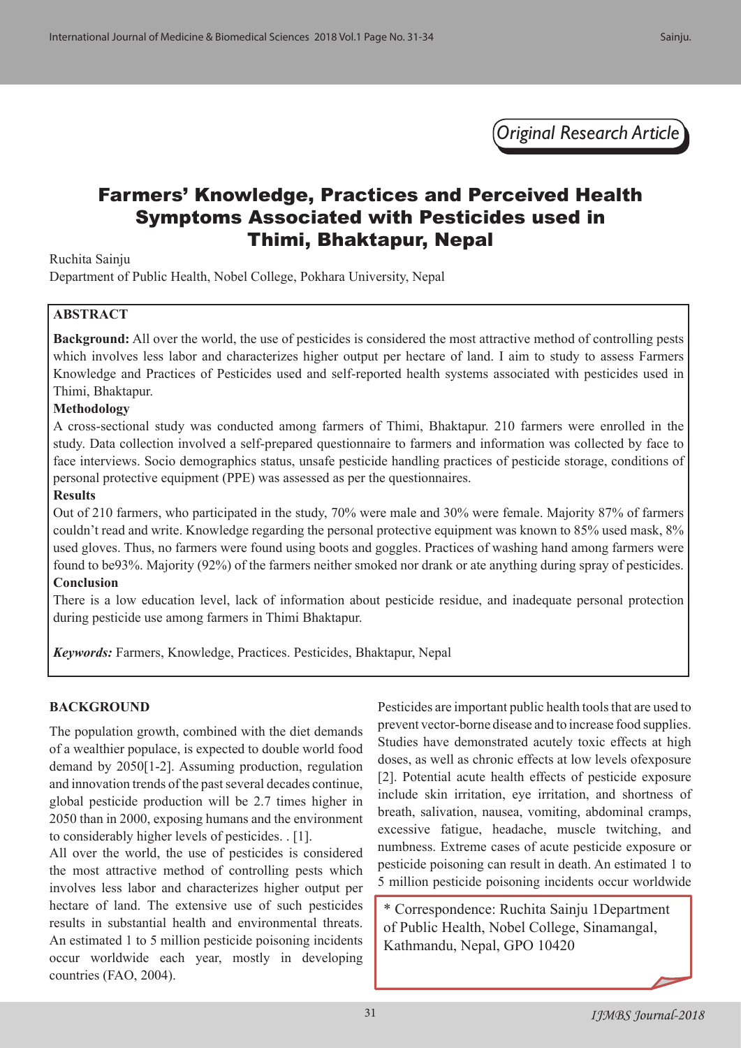*Original Research Article*

# Farmers' Knowledge, Practices and Perceived Health Symptoms Associated with Pesticides used in Thimi, Bhaktapur, Nepal

Ruchita Sainju

Department of Public Health, Nobel College, Pokhara University, Nepal

## ABSTRACT

**Background:** All over the world, the use of pesticides is considered the most attractive method of controlling pests which involves less labor and characterizes higher output per hectare of land. I aim to study to assess Farmers Knowledge and Practices of Pesticides used and self-reported health systems associated with pesticides used in Thimi, Bhaktapur.

**Methodology**

A cross-sectional study was conducted among farmers of Thimi, Bhaktapur. 210 farmers were enrolled in the study. Data collection involved a self-prepared questionnaire to farmers and information was collected by face to face interviews. Socio demographics status, unsafe pesticide handling practices of pesticide storage, conditions of personal protective equipment (PPE) was assessed as per the questionnaires.

**Results**

Out of 210 farmers, who participated in the study, 70% were male and 30% were female. Majority 87% of farmers couldn't read and write. Knowledge regarding the personal protective equipment was known to 85% used mask, 8% used gloves. Thus, no farmers were found using boots and goggles. Practices of washing hand among farmers were found to be93%. Majority (92%) of the farmers neither smoked nor drank or ate anything during spray of pesticides.

**Conclusion**

There is a low education level, lack of information about pesticide residue, and inadequate personal protection during pesticide use among farmers in Thimi Bhaktapur.

***Keywords:*** Farmers, Knowledge, Practices. Pesticides, Bhaktapur, Nepal

## BACKGROUND

The population growth, combined with the diet demands of a wealthier populace, is expected to double world food demand by 2050[1-2]. Assuming production, regulation and innovation trends of the past several decades continue, global pesticide production will be 2.7 times higher in 2050 than in 2000, exposing humans and the environment to considerably higher levels of pesticides. . [1].

All over the world, the use of pesticides is considered the most attractive method of controlling pests which involves less labor and characterizes higher output per hectare of land. The extensive use of such pesticides results in substantial health and environmental threats. An estimated 1 to 5 million pesticide poisoning incidents occur worldwide each year, mostly in developing countries (FAO, 2004).

Pesticides are important public health tools that are used to prevent vector-borne disease and to increase food supplies. Studies have demonstrated acutely toxic effects at high doses, as well as chronic effects at low levels ofexposure [2]. Potential acute health effects of pesticide exposure include skin irritation, eye irritation, and shortness of breath, salivation, nausea, vomiting, abdominal cramps, excessive fatigue, headache, muscle twitching, and numbness. Extreme cases of acute pesticide exposure or pesticide poisoning can result in death. An estimated 1 to 5 million pesticide poisoning incidents occur worldwide

\* Correspondence: Ruchita Sainju 1Department of Public Health, Nobel College, Sinamangal, Kathmandu, Nepal, GPO 10420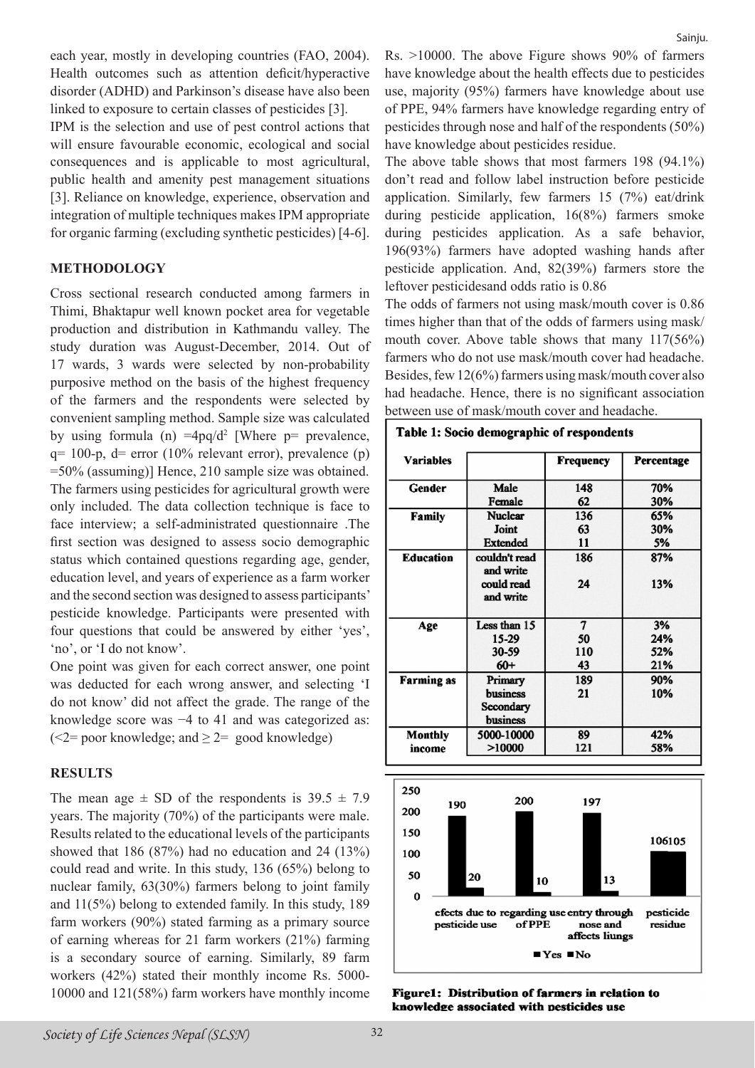each year, mostly in developing countries (FAO, 2004). Health outcomes such as attention deficit/hyperactive disorder (ADHD) and Parkinson's disease have also been linked to exposure to certain classes of pesticides [3].

IPM is the selection and use of pest control actions that will ensure favourable economic, ecological and social consequences and is applicable to most agricultural, public health and amenity pest management situations [3]. Reliance on knowledge, experience, observation and integration of multiple techniques makes IPM appropriate for organic farming (excluding synthetic pesticides) [4-6].

## METHODOLOGY

Cross sectional research conducted among farmers in Thimi, Bhaktapur well known pocket area for vegetable production and distribution in Kathmandu valley. The study duration was August-December, 2014. Out of 17 wards, 3 wards were selected by non-probability purposive method on the basis of the highest frequency of the farmers and the respondents were selected by convenient sampling method. Sample size was calculated by using formula (n) $=4pq/d^2$ [Where p= prevalence, q= 100-p, d= error (10% relevant error), prevalence (p) =50% (assuming)] Hence, 210 sample size was obtained. The farmers using pesticides for agricultural growth were only included. The data collection technique is face to face interview; a self-administrated questionnaire .The first section was designed to assess socio demographic status which contained questions regarding age, gender, education level, and years of experience as a farm worker and the second section was designed to assess participants' pesticide knowledge. Participants were presented with four questions that could be answered by either 'yes', 'no', or 'I do not know'.

One point was given for each correct answer, one point was deducted for each wrong answer, and selecting 'I do not know' did not affect the grade. The range of the knowledge score was −4 to 41 and was categorized as: (<2= poor knowledge; and ≥ 2= good knowledge)

## RESULTS

The mean age ± SD of the respondents is 39.5 ± 7.9 years. The majority (70%) of the participants were male. Results related to the educational levels of the participants showed that 186 (87%) had no education and 24 (13%) could read and write. In this study, 136 (65%) belong to nuclear family, 63(30%) farmers belong to joint family and 11(5%) belong to extended family. In this study, 189 farm workers (90%) stated farming as a primary source of earning whereas for 21 farm workers (21%) farming is a secondary source of earning. Similarly, 89 farm workers (42%) stated their monthly income Rs. 5000-10000 and 121(58%) farm workers have monthly income Rs. >10000. The above Figure shows 90% of farmers have knowledge about the health effects due to pesticides use, majority (95%) farmers have knowledge about use of PPE, 94% farmers have knowledge regarding entry of pesticides through nose and half of the respondents (50%) have knowledge about pesticides residue.

The above table shows that most farmers 198 (94.1%) don't read and follow label instruction before pesticide application. Similarly, few farmers 15 (7%) eat/drink during pesticide application, 16(8%) farmers smoke during pesticides application. As a safe behavior, 196(93%) farmers have adopted washing hands after pesticide application. And, 82(39%) farmers store the leftover pesticidesand odds ratio is 0.86

The odds of farmers not using mask/mouth cover is 0.86 times higher than that of the odds of farmers using mask/ mouth cover. Above table shows that many 117(56%) farmers who do not use mask/mouth cover had headache. Besides, few 12(6%) farmers using mask/mouth cover also had headache. Hence, there is no significant association between use of mask/mouth cover and headache.

**Table 1: Socio demographic of respondents**

| Variables | | Frequency | Percentage |
|---|---|---|---|
| Gender | Male | 148 | 70% |
| | Female | 62 | 30% |
| Family | Nuclear | 136 | 65% |
| | Joint | 63 | 30% |
| | Extended | 11 | 5% |
| Education | couldn't read and write | 186 | 87% |
| | could read and write | 24 | 13% |
| Age | Less than 15 | 7 | 3% |
| | 15-29 | 50 | 24% |
| | 30-59 | 110 | 52% |
| | 60+ | 43 | 21% |
| Farming as | Primary business | 189 | 90% |
| | Secondary business | 21 | 10% |
| Monthly income | 5000-10000 | 89 | 42% |
| | >10000 | 121 | 58% |

250
200
150
100
50
0

190 20
200 10
197 13
106105

efects due to pesticide use
regarding use of PPE
entry through nose and affects liungs
pesticide residue

■Yes ■No

**Figure1: Distribution of farmers in relation to knowledge associated with pesticides use**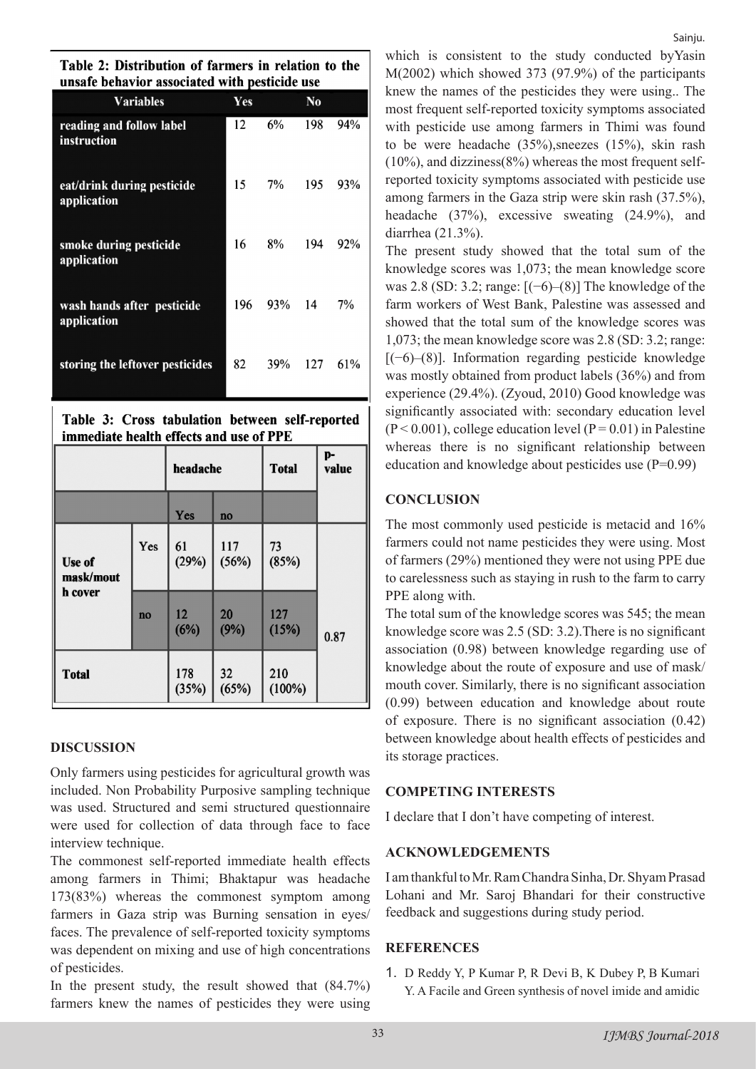**Table 2: Distribution of farmers in relation to the unsafe behavior associated with pesticide use**

| Variables | Yes | | No | |
|---|---|---|---|---|
| reading and follow label instruction | 12 | 6% | 198 | 94% |
| eat/drink during pesticide application | 15 | 7% | 195 | 93% |
| smoke during pesticide application | 16 | 8% | 194 | 92% |
| wash hands after pesticide application | 196 | 93% | 14 | 7% |
| storing the leftover pesticides | 82 | 39% | 127 | 61% |

**Table 3: Cross tabulation between self-reported immediate health effects and use of PPE**

| | | headache | | Total | p-value |
|---|---|---|---|---|---|
| | | Yes | no | | |
| Use of mask/mouth cover | Yes | 61 (29%) | 117 (56%) | 73 (85%) | |
| | no | 12 (6%) | 20 (9%) | 127 (15%) | 0.87 |
| Total | | 178 (35%) | 32 (65%) | 210 (100%) | |

## DISCUSSION

Only farmers using pesticides for agricultural growth was included. Non Probability Purposive sampling technique was used. Structured and semi structured questionnaire were used for collection of data through face to face interview technique.

The commonest self-reported immediate health effects among farmers in Thimi; Bhaktapur was headache 173(83%) whereas the commonest symptom among farmers in Gaza strip was Burning sensation in eyes/ faces. The prevalence of self-reported toxicity symptoms was dependent on mixing and use of high concentrations of pesticides.

In the present study, the result showed that (84.7%) farmers knew the names of pesticides they were using which is consistent to the study conducted byYasin M(2002) which showed 373 (97.9%) of the participants knew the names of the pesticides they were using.. The most frequent self-reported toxicity symptoms associated with pesticide use among farmers in Thimi was found to be were headache (35%),sneezes (15%), skin rash (10%), and dizziness(8%) whereas the most frequent self-reported toxicity symptoms associated with pesticide use among farmers in the Gaza strip were skin rash (37.5%), headache (37%), excessive sweating (24.9%), and diarrhea (21.3%).

The present study showed that the total sum of the knowledge scores was 1,073; the mean knowledge score was 2.8 (SD: 3.2; range: [(−6)–(8)] The knowledge of the farm workers of West Bank, Palestine was assessed and showed that the total sum of the knowledge scores was 1,073; the mean knowledge score was 2.8 (SD: 3.2; range: [(−6)–(8)]. Information regarding pesticide knowledge was mostly obtained from product labels (36%) and from experience (29.4%). (Zyoud, 2010) Good knowledge was significantly associated with: secondary education level ($P < 0.001$), college education level ($P = 0.01$) in Palestine whereas there is no significant relationship between education and knowledge about pesticides use ($P=0.99$)

## CONCLUSION

The most commonly used pesticide is metacid and 16% farmers could not name pesticides they were using. Most of farmers (29%) mentioned they were not using PPE due to carelessness such as staying in rush to the farm to carry PPE along with.

The total sum of the knowledge scores was 545; the mean knowledge score was 2.5 (SD: 3.2).There is no significant association (0.98) between knowledge regarding use of knowledge about the route of exposure and use of mask/ mouth cover. Similarly, there is no significant association (0.99) between education and knowledge about route of exposure. There is no significant association (0.42) between knowledge about health effects of pesticides and its storage practices.

## COMPETING INTERESTS

I declare that I don't have competing of interest.

## ACKNOWLEDGEMENTS

I am thankful to Mr. Ram Chandra Sinha, Dr. Shyam Prasad Lohani and Mr. Saroj Bhandari for their constructive feedback and suggestions during study period.

## REFERENCES

1. D Reddy Y, P Kumar P, R Devi B, K Dubey P, B Kumari Y. A Facile and Green synthesis of novel imide and amidic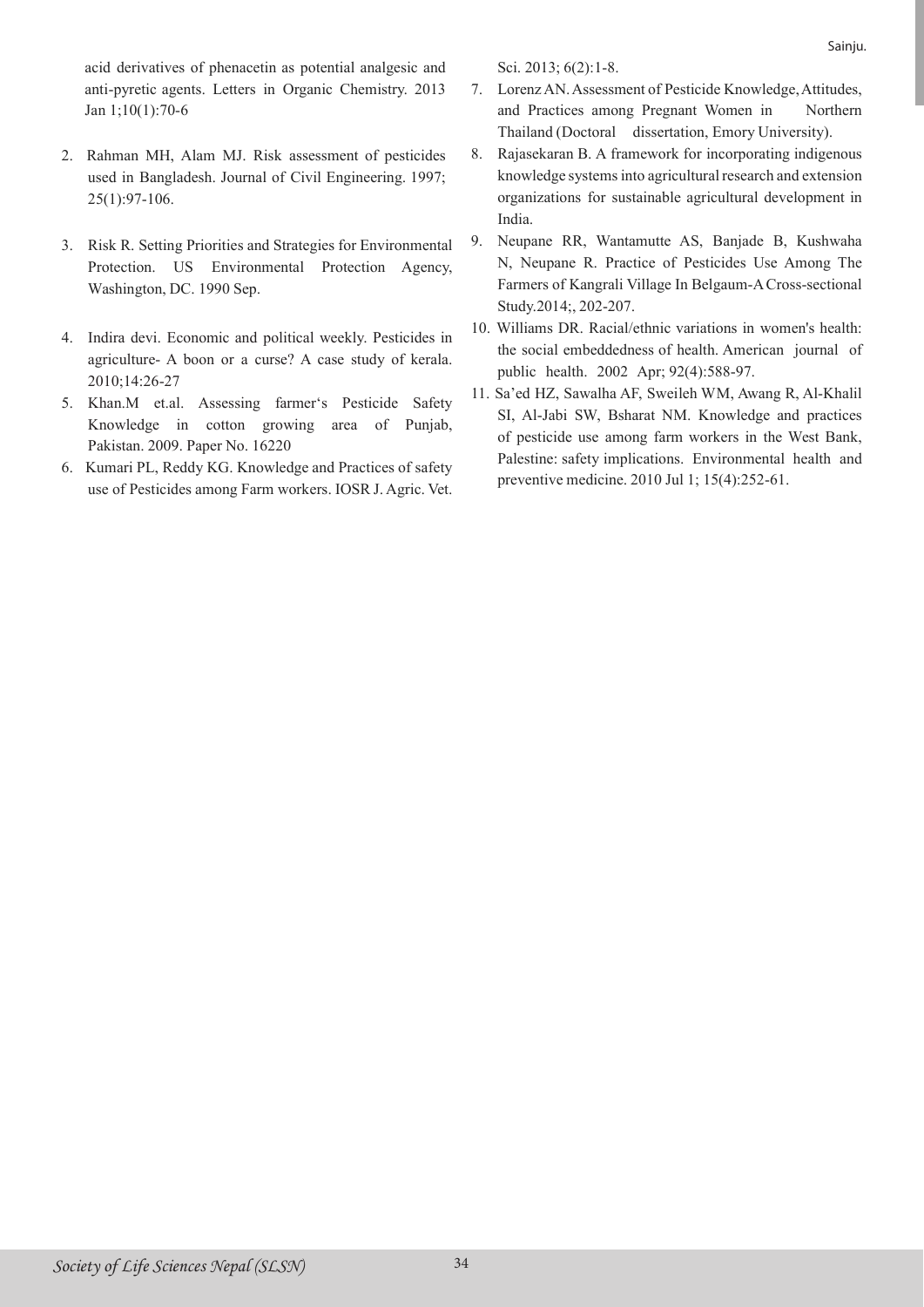acid derivatives of phenacetin as potential analgesic and anti-pyretic agents. Letters in Organic Chemistry. 2013 Jan 1;10(1):70-6

2. Rahman MH, Alam MJ. Risk assessment of pesticides used in Bangladesh. Journal of Civil Engineering. 1997; 25(1):97-106.

3. Risk R. Setting Priorities and Strategies for Environmental Protection. US Environmental Protection Agency, Washington, DC. 1990 Sep.

4. Indira devi. Economic and political weekly. Pesticides in agriculture- A boon or a curse? A case study of kerala. 2010;14:26-27

5. Khan.M et.al. Assessing farmer's Pesticide Safety Knowledge in cotton growing area of Punjab, Pakistan. 2009. Paper No. 16220

6. Kumari PL, Reddy KG. Knowledge and Practices of safety use of Pesticides among Farm workers. IOSR J. Agric. Vet. Sci. 2013; 6(2):1-8.

7. Lorenz AN. Assessment of Pesticide Knowledge, Attitudes, and Practices among Pregnant Women in Northern Thailand (Doctoral dissertation, Emory University).

8. Rajasekaran B. A framework for incorporating indigenous knowledge systems into agricultural research and extension organizations for sustainable agricultural development in India.

9. Neupane RR, Wantamutte AS, Banjade B, Kushwaha N, Neupane R. Practice of Pesticides Use Among The Farmers of Kangrali Village In Belgaum-A Cross-sectional Study.2014;, 202-207.

10. Williams DR. Racial/ethnic variations in women's health: the social embeddedness of health. American journal of public health. 2002 Apr; 92(4):588-97.

11. Sa'ed HZ, Sawalha AF, Sweileh WM, Awang R, Al-Khalil SI, Al-Jabi SW, Bsharat NM. Knowledge and practices of pesticide use among farm workers in the West Bank, Palestine: safety implications. Environmental health and preventive medicine. 2010 Jul 1; 15(4):252-61.